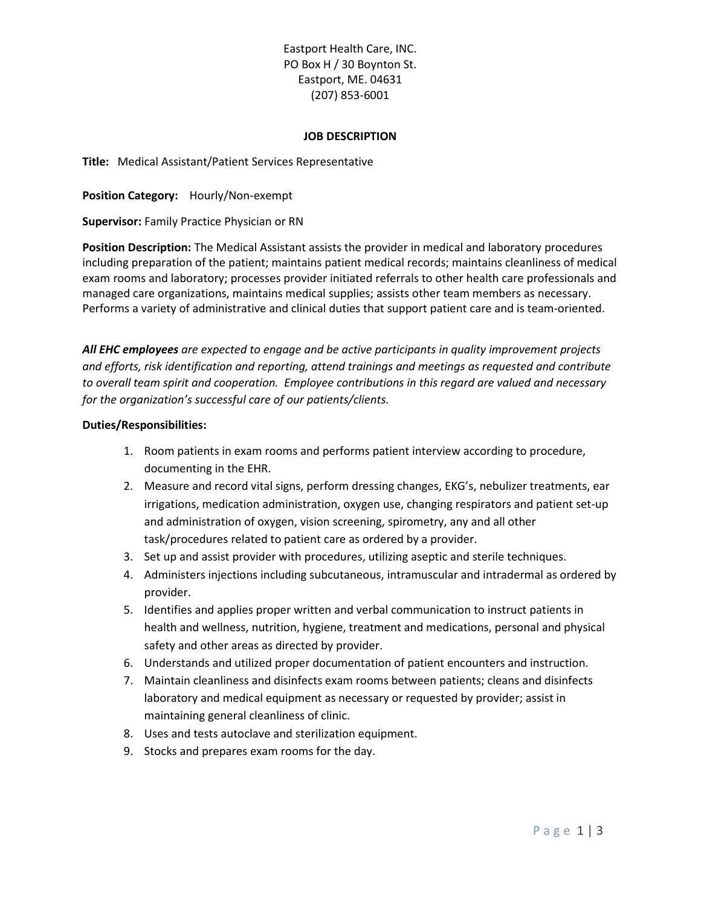Eastport Health Care, INC.
PO Box H / 30 Boynton St.
Eastport, ME. 04631
(207) 853-6001

## JOB DESCRIPTION

**Title:** Medical Assistant/Patient Services Representative

**Position Category:** Hourly/Non-exempt

**Supervisor:** Family Practice Physician or RN

**Position Description:** The Medical Assistant assists the provider in medical and laboratory procedures including preparation of the patient; maintains patient medical records; maintains cleanliness of medical exam rooms and laboratory; processes provider initiated referrals to other health care professionals and managed care organizations, maintains medical supplies; assists other team members as necessary. Performs a variety of administrative and clinical duties that support patient care and is team-oriented.

***All EHC employees*** *are expected to engage and be active participants in quality improvement projects and efforts, risk identification and reporting, attend trainings and meetings as requested and contribute to overall team spirit and cooperation. Employee contributions in this regard are valued and necessary for the organization's successful care of our patients/clients.*

**Duties/Responsibilities:**

1. Room patients in exam rooms and performs patient interview according to procedure, documenting in the EHR.
2. Measure and record vital signs, perform dressing changes, EKG's, nebulizer treatments, ear irrigations, medication administration, oxygen use, changing respirators and patient set-up and administration of oxygen, vision screening, spirometry, any and all other task/procedures related to patient care as ordered by a provider.
3. Set up and assist provider with procedures, utilizing aseptic and sterile techniques.
4. Administers injections including subcutaneous, intramuscular and intradermal as ordered by provider.
5. Identifies and applies proper written and verbal communication to instruct patients in health and wellness, nutrition, hygiene, treatment and medications, personal and physical safety and other areas as directed by provider.
6. Understands and utilized proper documentation of patient encounters and instruction.
7. Maintain cleanliness and disinfects exam rooms between patients; cleans and disinfects laboratory and medical equipment as necessary or requested by provider; assist in maintaining general cleanliness of clinic.
8. Uses and tests autoclave and sterilization equipment.
9. Stocks and prepares exam rooms for the day.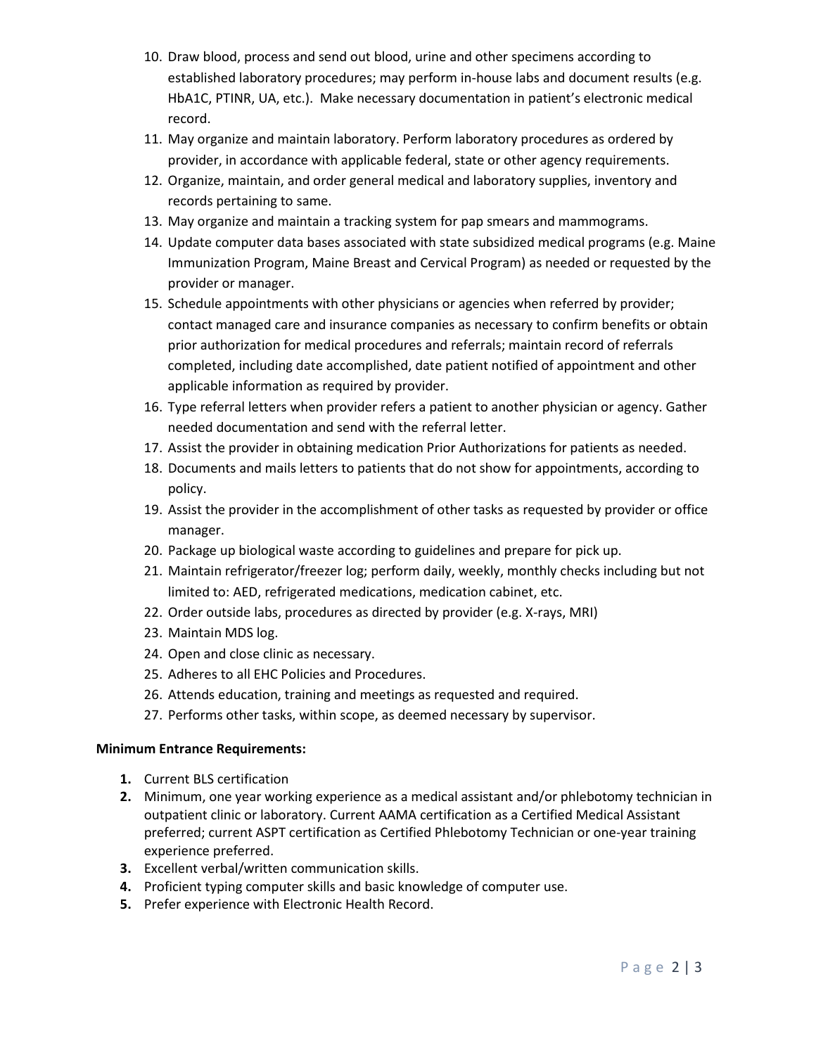10. Draw blood, process and send out blood, urine and other specimens according to established laboratory procedures; may perform in-house labs and document results (e.g. HbA1C, PTINR, UA, etc.). Make necessary documentation in patient's electronic medical record.
11. May organize and maintain laboratory. Perform laboratory procedures as ordered by provider, in accordance with applicable federal, state or other agency requirements.
12. Organize, maintain, and order general medical and laboratory supplies, inventory and records pertaining to same.
13. May organize and maintain a tracking system for pap smears and mammograms.
14. Update computer data bases associated with state subsidized medical programs (e.g. Maine Immunization Program, Maine Breast and Cervical Program) as needed or requested by the provider or manager.
15. Schedule appointments with other physicians or agencies when referred by provider; contact managed care and insurance companies as necessary to confirm benefits or obtain prior authorization for medical procedures and referrals; maintain record of referrals completed, including date accomplished, date patient notified of appointment and other applicable information as required by provider.
16. Type referral letters when provider refers a patient to another physician or agency. Gather needed documentation and send with the referral letter.
17. Assist the provider in obtaining medication Prior Authorizations for patients as needed.
18. Documents and mails letters to patients that do not show for appointments, according to policy.
19. Assist the provider in the accomplishment of other tasks as requested by provider or office manager.
20. Package up biological waste according to guidelines and prepare for pick up.
21. Maintain refrigerator/freezer log; perform daily, weekly, monthly checks including but not limited to: AED, refrigerated medications, medication cabinet, etc.
22. Order outside labs, procedures as directed by provider (e.g. X-rays, MRI)
23. Maintain MDS log.
24. Open and close clinic as necessary.
25. Adheres to all EHC Policies and Procedures.
26. Attends education, training and meetings as requested and required.
27. Performs other tasks, within scope, as deemed necessary by supervisor.

**Minimum Entrance Requirements:**

1. Current BLS certification
2. Minimum, one year working experience as a medical assistant and/or phlebotomy technician in outpatient clinic or laboratory. Current AAMA certification as a Certified Medical Assistant preferred; current ASPT certification as Certified Phlebotomy Technician or one-year training experience preferred.
3. Excellent verbal/written communication skills.
4. Proficient typing computer skills and basic knowledge of computer use.
5. Prefer experience with Electronic Health Record.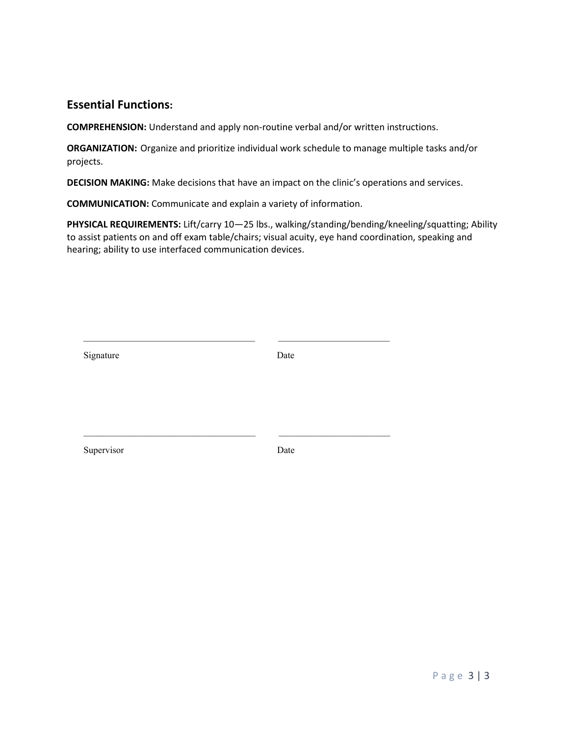## Essential Functions:

**COMPREHENSION:** Understand and apply non-routine verbal and/or written instructions.

**ORGANIZATION:** Organize and prioritize individual work schedule to manage multiple tasks and/or projects.

**DECISION MAKING:** Make decisions that have an impact on the clinic's operations and services.

**COMMUNICATION:** Communicate and explain a variety of information.

**PHYSICAL REQUIREMENTS:** Lift/carry 10—25 lbs., walking/standing/bending/kneeling/squatting; Ability to assist patients on and off exam table/chairs; visual acuity, eye hand coordination, speaking and hearing; ability to use interfaced communication devices.

___________________________________ ______________________

Signature Date

___________________________________ ______________________

Supervisor Date